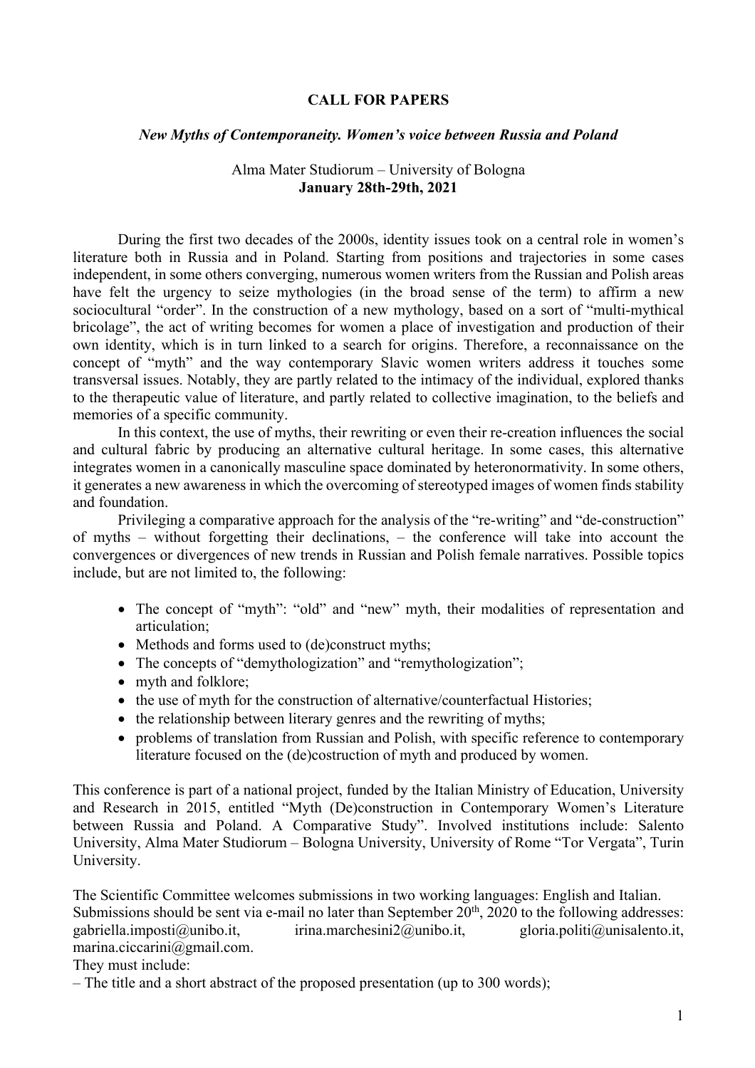**CALL FOR PAPERS**

***New Myths of Contemporaneity. Women's voice between Russia and Poland***

Alma Mater Studiorum – University of Bologna
**January 28th-29th, 2021**

During the first two decades of the 2000s, identity issues took on a central role in women's literature both in Russia and in Poland. Starting from positions and trajectories in some cases independent, in some others converging, numerous women writers from the Russian and Polish areas have felt the urgency to seize mythologies (in the broad sense of the term) to affirm a new sociocultural "order". In the construction of a new mythology, based on a sort of "multi-mythical bricolage", the act of writing becomes for women a place of investigation and production of their own identity, which is in turn linked to a search for origins. Therefore, a reconnaissance on the concept of "myth" and the way contemporary Slavic women writers address it touches some transversal issues. Notably, they are partly related to the intimacy of the individual, explored thanks to the therapeutic value of literature, and partly related to collective imagination, to the beliefs and memories of a specific community.

In this context, the use of myths, their rewriting or even their re-creation influences the social and cultural fabric by producing an alternative cultural heritage. In some cases, this alternative integrates women in a canonically masculine space dominated by heteronormativity. In some others, it generates a new awareness in which the overcoming of stereotyped images of women finds stability and foundation.

Privileging a comparative approach for the analysis of the "re-writing" and "de-construction" of myths – without forgetting their declinations, – the conference will take into account the convergences or divergences of new trends in Russian and Polish female narratives. Possible topics include, but are not limited to, the following:

- The concept of "myth": "old" and "new" myth, their modalities of representation and articulation;
- Methods and forms used to (de)construct myths;
- The concepts of "demythologization" and "remythologization";
- myth and folklore;
- the use of myth for the construction of alternative/counterfactual Histories;
- the relationship between literary genres and the rewriting of myths;
- problems of translation from Russian and Polish, with specific reference to contemporary literature focused on the (de)costruction of myth and produced by women.

This conference is part of a national project, funded by the Italian Ministry of Education, University and Research in 2015, entitled "Myth (De)construction in Contemporary Women's Literature between Russia and Poland. A Comparative Study". Involved institutions include: Salento University, Alma Mater Studiorum – Bologna University, University of Rome "Tor Vergata", Turin University.

The Scientific Committee welcomes submissions in two working languages: English and Italian.
Submissions should be sent via e-mail no later than September 20th, 2020 to the following addresses: gabriella.imposti@unibo.it, irina.marchesini2@unibo.it, gloria.politi@unisalento.it, marina.ciccarini@gmail.com.
They must include:
– The title and a short abstract of the proposed presentation (up to 300 words);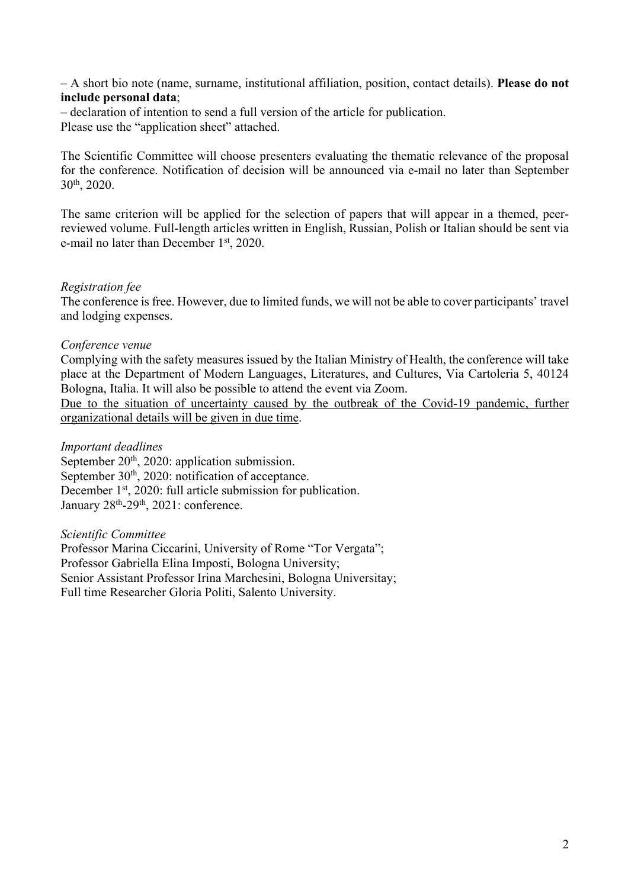– A short bio note (name, surname, institutional affiliation, position, contact details). **Please do not include personal data**;
– declaration of intention to send a full version of the article for publication.
Please use the "application sheet" attached.

The Scientific Committee will choose presenters evaluating the thematic relevance of the proposal for the conference. Notification of decision will be announced via e-mail no later than September 30th, 2020.

The same criterion will be applied for the selection of papers that will appear in a themed, peer-reviewed volume. Full-length articles written in English, Russian, Polish or Italian should be sent via e-mail no later than December 1st, 2020.

*Registration fee*
The conference is free. However, due to limited funds, we will not be able to cover participants' travel and lodging expenses.

*Conference venue*
Complying with the safety measures issued by the Italian Ministry of Health, the conference will take place at the Department of Modern Languages, Literatures, and Cultures, Via Cartoleria 5, 40124 Bologna, Italia. It will also be possible to attend the event via Zoom.
<u>Due to the situation of uncertainty caused by the outbreak of the Covid-19 pandemic, further organizational details will be given in due time</u>.

*Important deadlines*
September 20th, 2020: application submission.
September 30th, 2020: notification of acceptance.
December 1st, 2020: full article submission for publication.
January 28th-29th, 2021: conference.

*Scientific Committee*
Professor Marina Ciccarini, University of Rome "Tor Vergata";
Professor Gabriella Elina Imposti, Bologna University;
Senior Assistant Professor Irina Marchesini, Bologna Universitay;
Full time Researcher Gloria Politi, Salento University.